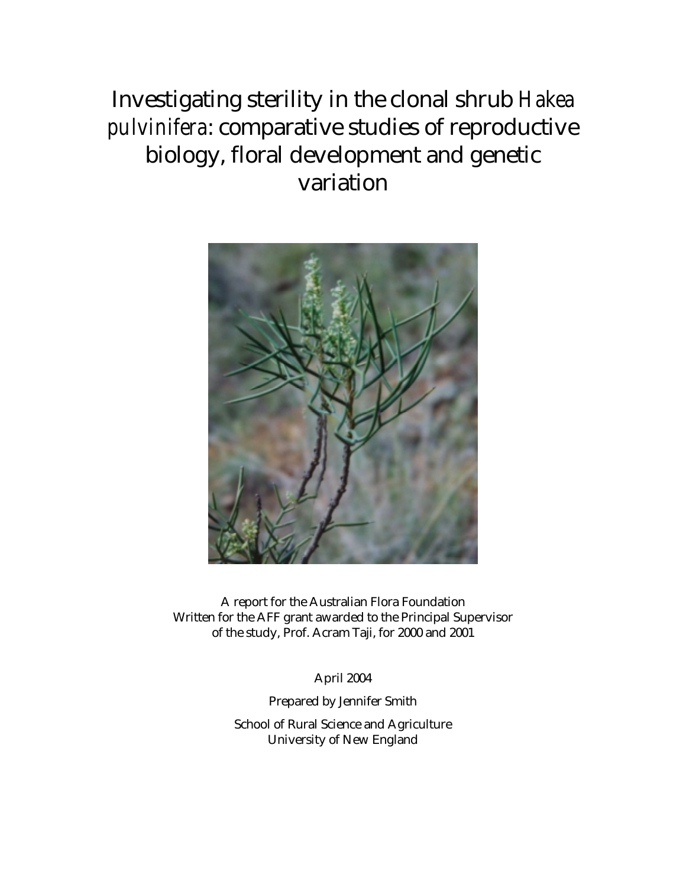# Investigating sterility in the clonal shrub *Hakea pulvinifera*: comparative studies of reproductive biology, floral development and genetic variation

A report for the Australian Flora Foundation
Written for the AFF grant awarded to the Principal Supervisor of the study, Prof. Acram Taji, for 2000 and 2001

April 2004

Prepared by Jennifer Smith

School of Rural Science and Agriculture
University of New England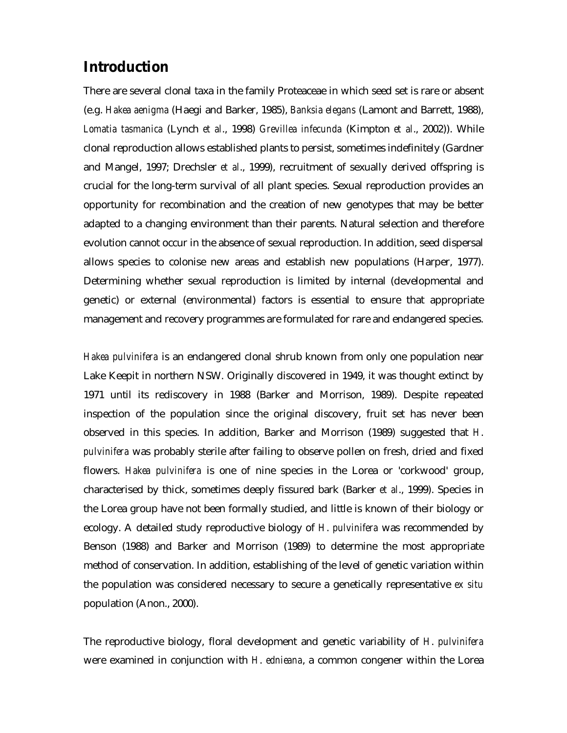## Introduction

There are several clonal taxa in the family Proteaceae in which seed set is rare or absent (e.g. *Hakea aenigma* (Haegi and Barker, 1985), *Banksia elegans* (Lamont and Barrett, 1988), *Lomatia tasmanica* (Lynch *et al*., 1998) *Grevillea infecunda* (Kimpton *et al*., 2002)). While clonal reproduction allows established plants to persist, sometimes indefinitely (Gardner and Mangel, 1997; Drechsler *et al*., 1999), recruitment of sexually derived offspring is crucial for the long-term survival of all plant species. Sexual reproduction provides an opportunity for recombination and the creation of new genotypes that may be better adapted to a changing environment than their parents. Natural selection and therefore evolution cannot occur in the absence of sexual reproduction. In addition, seed dispersal allows species to colonise new areas and establish new populations (Harper, 1977). Determining whether sexual reproduction is limited by internal (developmental and genetic) or external (environmental) factors is essential to ensure that appropriate management and recovery programmes are formulated for rare and endangered species.

*Hakea pulvinifera* is an endangered clonal shrub known from only one population near Lake Keepit in northern NSW. Originally discovered in 1949, it was thought extinct by 1971 until its rediscovery in 1988 (Barker and Morrison, 1989). Despite repeated inspection of the population since the original discovery, fruit set has never been observed in this species. In addition, Barker and Morrison (1989) suggested that *H. pulvinifera* was probably sterile after failing to observe pollen on fresh, dried and fixed flowers. *Hakea pulvinifera* is one of nine species in the Lorea or 'corkwood' group, characterised by thick, sometimes deeply fissured bark (Barker *et al*., 1999). Species in the Lorea group have not been formally studied, and little is known of their biology or ecology. A detailed study reproductive biology of *H. pulvinifera* was recommended by Benson (1988) and Barker and Morrison (1989) to determine the most appropriate method of conservation. In addition, establishing of the level of genetic variation within the population was considered necessary to secure a genetically representative *ex situ* population (Anon., 2000).

The reproductive biology, floral development and genetic variability of *H. pulvinifera* were examined in conjunction with *H. ednieana*, a common congener within the Lorea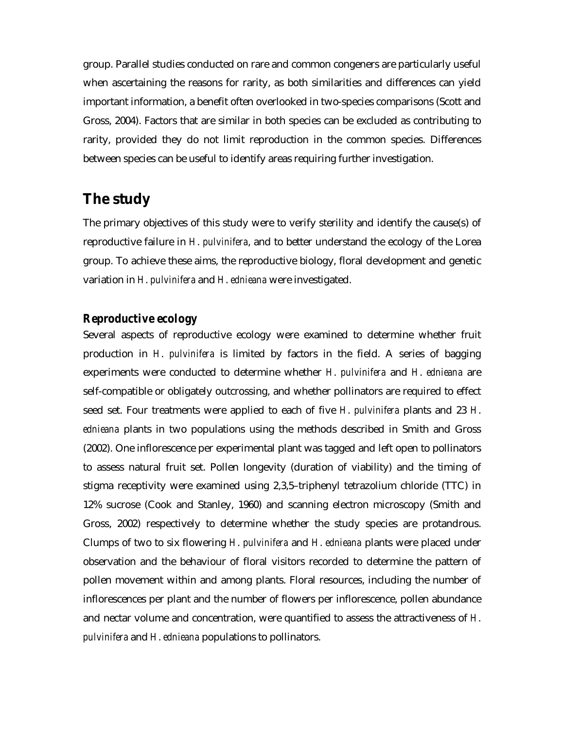group. Parallel studies conducted on rare and common congeners are particularly useful when ascertaining the reasons for rarity, as both similarities and differences can yield important information, a benefit often overlooked in two-species comparisons (Scott and Gross, 2004). Factors that are similar in both species can be excluded as contributing to rarity, provided they do not limit reproduction in the common species. Differences between species can be useful to identify areas requiring further investigation.

## The study

The primary objectives of this study were to verify sterility and identify the cause(s) of reproductive failure in *H. pulvinifera*, and to better understand the ecology of the Lorea group. To achieve these aims, the reproductive biology, floral development and genetic variation in *H. pulvinifera* and *H. ednieana* were investigated.

### Reproductive ecology

Several aspects of reproductive ecology were examined to determine whether fruit production in *H. pulvinifera* is limited by factors in the field. A series of bagging experiments were conducted to determine whether *H. pulvinifera* and *H. ednieana* are self-compatible or obligately outcrossing, and whether pollinators are required to effect seed set. Four treatments were applied to each of five *H. pulvinifera* plants and 23 *H. ednieana* plants in two populations using the methods described in Smith and Gross (2002). One inflorescence per experimental plant was tagged and left open to pollinators to assess natural fruit set. Pollen longevity (duration of viability) and the timing of stigma receptivity were examined using 2,3,5–triphenyl tetrazolium chloride (TTC) in 12% sucrose (Cook and Stanley, 1960) and scanning electron microscopy (Smith and Gross, 2002) respectively to determine whether the study species are protandrous. Clumps of two to six flowering *H. pulvinifera* and *H. ednieana* plants were placed under observation and the behaviour of floral visitors recorded to determine the pattern of pollen movement within and among plants. Floral resources, including the number of inflorescences per plant and the number of flowers per inflorescence, pollen abundance and nectar volume and concentration, were quantified to assess the attractiveness of *H. pulvinifera* and *H. ednieana* populations to pollinators.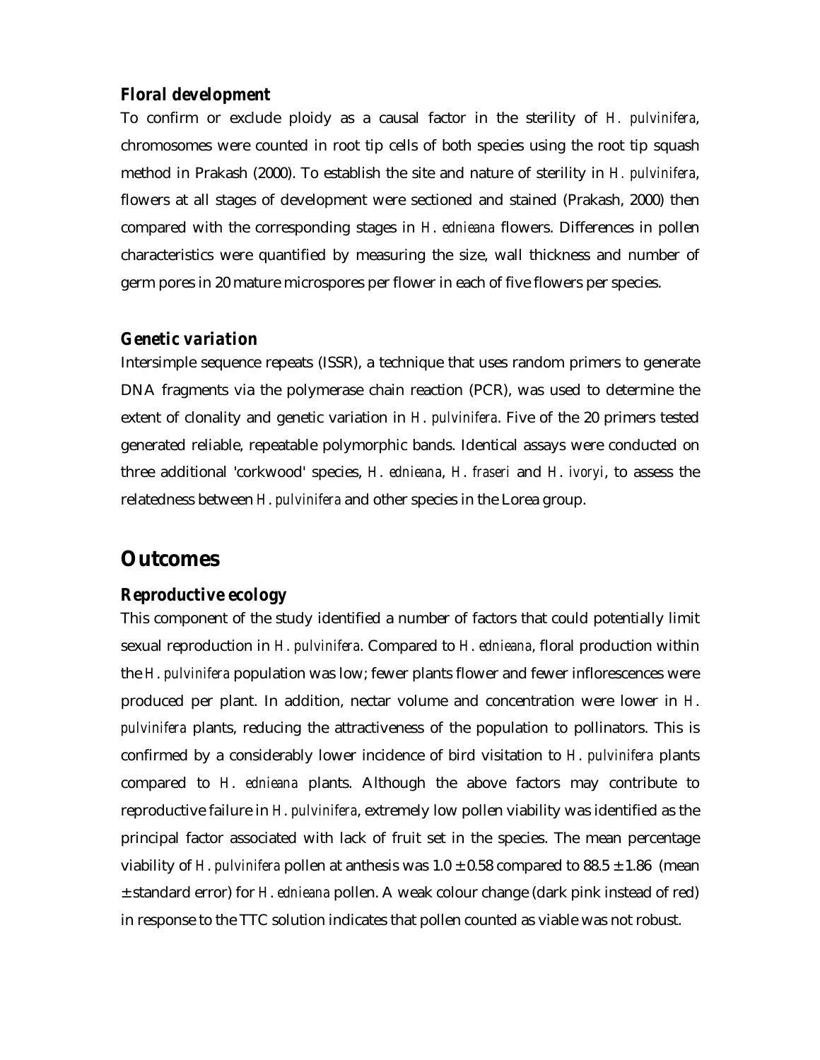### Floral development

To confirm or exclude ploidy as a causal factor in the sterility of *H. pulvinifera*, chromosomes were counted in root tip cells of both species using the root tip squash method in Prakash (2000). To establish the site and nature of sterility in *H. pulvinifera*, flowers at all stages of development were sectioned and stained (Prakash, 2000) then compared with the corresponding stages in *H. ednieana* flowers. Differences in pollen characteristics were quantified by measuring the size, wall thickness and number of germ pores in 20 mature microspores per flower in each of five flowers per species.

### Genetic variation

Intersimple sequence repeats (ISSR), a technique that uses random primers to generate DNA fragments via the polymerase chain reaction (PCR), was used to determine the extent of clonality and genetic variation in *H. pulvinifera*. Five of the 20 primers tested generated reliable, repeatable polymorphic bands. Identical assays were conducted on three additional 'corkwood' species, *H. ednieana*, *H. fraseri* and *H. ivoryi*, to assess the relatedness between *H. pulvinifera* and other species in the Lorea group.

## Outcomes

### Reproductive ecology

This component of the study identified a number of factors that could potentially limit sexual reproduction in *H. pulvinifera*. Compared to *H. ednieana*, floral production within the *H. pulvinifera* population was low; fewer plants flower and fewer inflorescences were produced per plant. In addition, nectar volume and concentration were lower in *H. pulvinifera* plants, reducing the attractiveness of the population to pollinators. This is confirmed by a considerably lower incidence of bird visitation to *H. pulvinifera* plants compared to *H. ednieana* plants. Although the above factors may contribute to reproductive failure in *H. pulvinifera*, extremely low pollen viability was identified as the principal factor associated with lack of fruit set in the species. The mean percentage viability of *H. pulvinifera* pollen at anthesis was $1.0 \pm 0.58$ compared to $88.5 \pm 1.86$ (mean $\pm$ standard error) for *H. ednieana* pollen. A weak colour change (dark pink instead of red) in response to the TTC solution indicates that pollen counted as viable was not robust.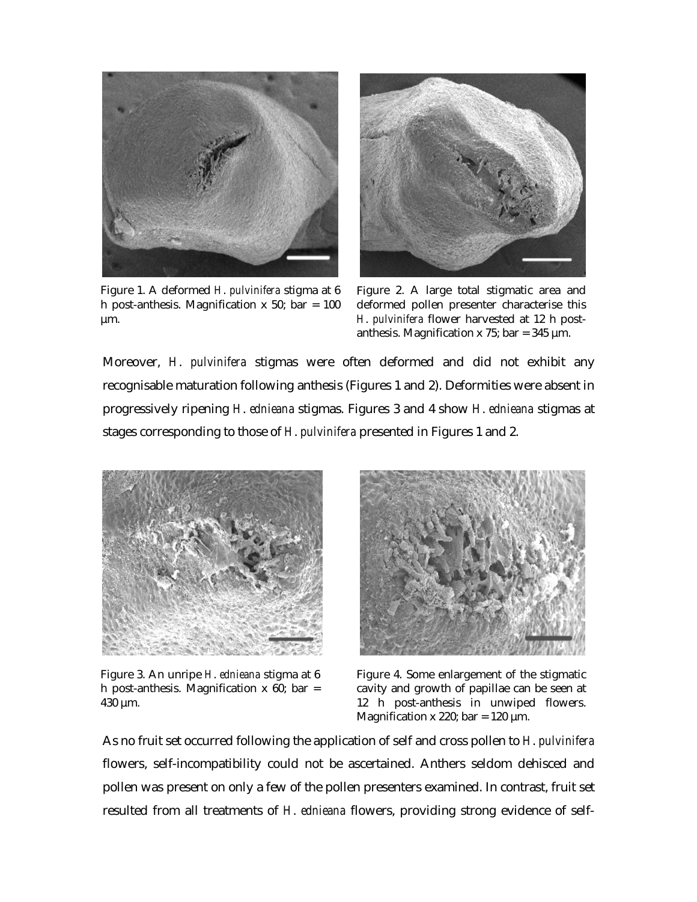Figure 1. A deformed *H. pulvinifera* stigma at 6 h post-anthesis. Magnification x 50; bar = 100 µm.

Figure 2. A large total stigmatic area and deformed pollen presenter characterise this *H. pulvinifera* flower harvested at 12 h post-anthesis. Magnification x 75; bar = 345 µm.

Moreover, *H. pulvinifera* stigmas were often deformed and did not exhibit any recognisable maturation following anthesis (Figures 1 and 2). Deformities were absent in progressively ripening *H. ednieana* stigmas. Figures 3 and 4 show *H. ednieana* stigmas at stages corresponding to those of *H. pulvinifera* presented in Figures 1 and 2.

Figure 3. An unripe *H. ednieana* stigma at 6 h post-anthesis. Magnification x 60; bar = 430 µm.

Figure 4. Some enlargement of the stigmatic cavity and growth of papillae can be seen at 12 h post-anthesis in unwiped flowers. Magnification x 220; bar = 120 µm.

As no fruit set occurred following the application of self and cross pollen to *H. pulvinifera* flowers, self-incompatibility could not be ascertained. Anthers seldom dehisced and pollen was present on only a few of the pollen presenters examined. In contrast, fruit set resulted from all treatments of *H. ednieana* flowers, providing strong evidence of self-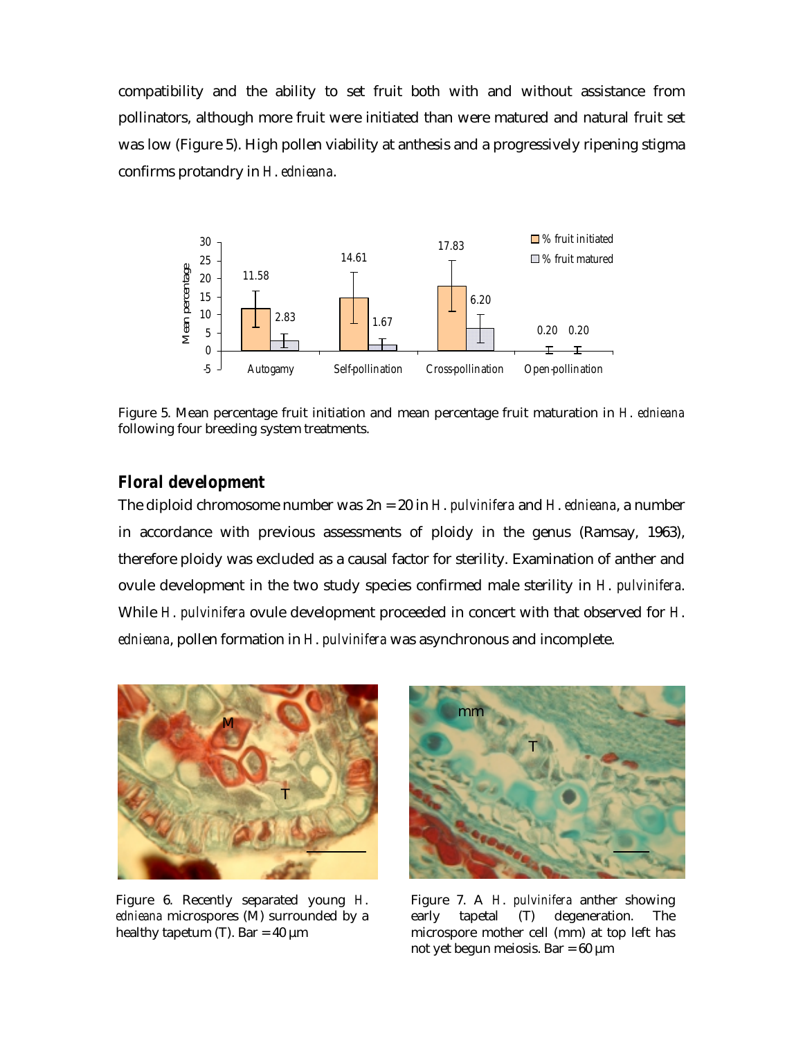compatibility and the ability to set fruit both with and without assistance from pollinators, although more fruit were initiated than were matured and natural fruit set was low (Figure 5). High pollen viability at anthesis and a progressively ripening stigma confirms protandry in *H. ednieana*.

Figure 5. Mean percentage fruit initiation and mean percentage fruit maturation in *H. ednieana* following four breeding system treatments.

## Floral development

The diploid chromosome number was 2n = 20 in *H. pulvinifera* and *H. ednieana*, a number in accordance with previous assessments of ploidy in the genus (Ramsay, 1963), therefore ploidy was excluded as a causal factor for sterility. Examination of anther and ovule development in the two study species confirmed male sterility in *H. pulvinifera*. While *H. pulvinifera* ovule development proceeded in concert with that observed for *H. ednieana*, pollen formation in *H. pulvinifera* was asynchronous and incomplete.

Figure 6. Recently separated young *H. ednieana* microspores (M) surrounded by a healthy tapetum (T). Bar = 40 µm

Figure 7. A *H. pulvinifera* anther showing early tapetal (T) degeneration. The microspore mother cell (mm) at top left has not yet begun meiosis. Bar = 60 µm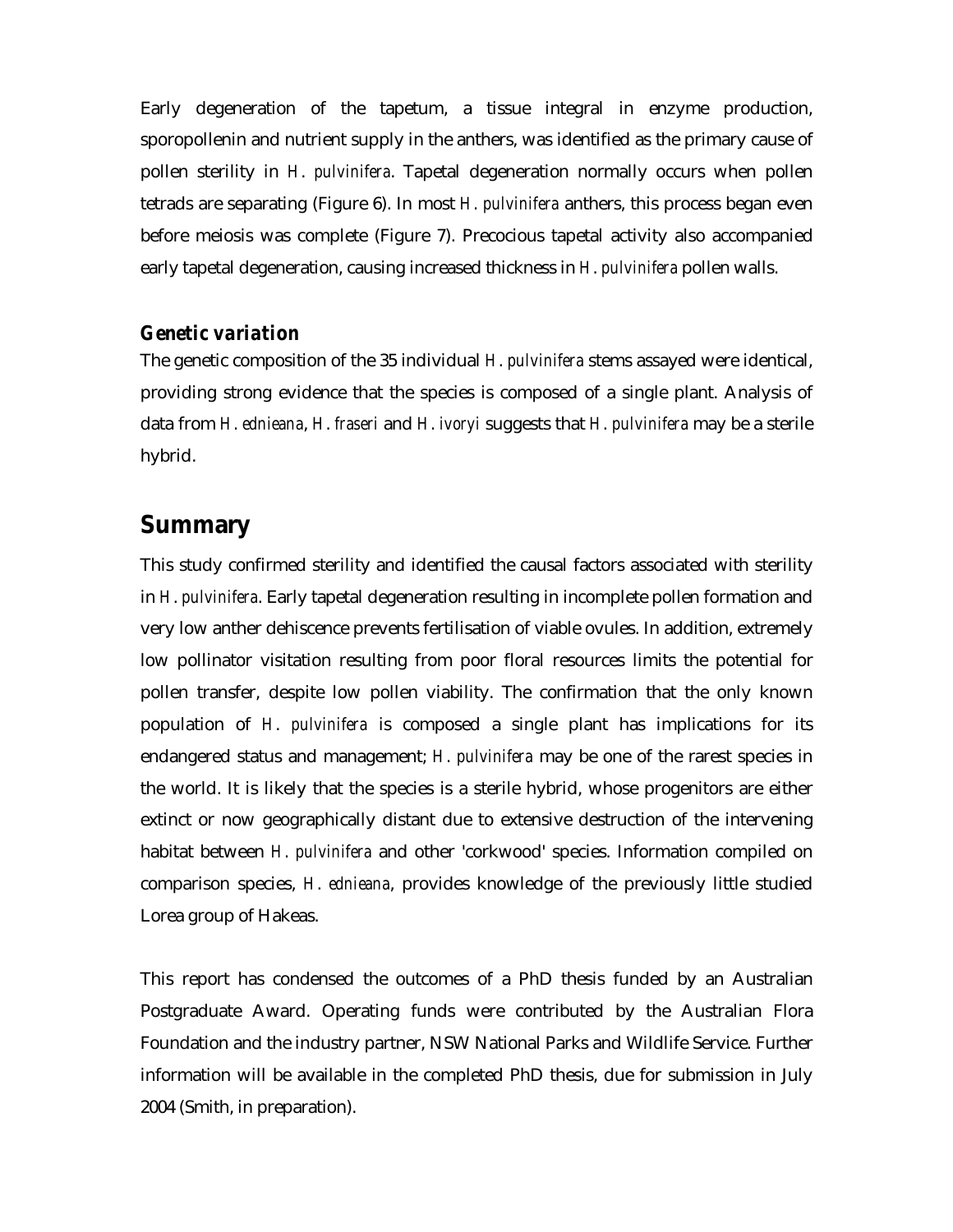Early degeneration of the tapetum, a tissue integral in enzyme production, sporopollenin and nutrient supply in the anthers, was identified as the primary cause of pollen sterility in *H. pulvinifera*. Tapetal degeneration normally occurs when pollen tetrads are separating (Figure 6). In most *H. pulvinifera* anthers, this process began even before meiosis was complete (Figure 7). Precocious tapetal activity also accompanied early tapetal degeneration, causing increased thickness in *H. pulvinifera* pollen walls.

### *Genetic variation*

The genetic composition of the 35 individual *H. pulvinifera* stems assayed were identical, providing strong evidence that the species is composed of a single plant. Analysis of data from *H. ednieana*, *H. fraseri* and *H. ivoryi* suggests that *H. pulvinifera* may be a sterile hybrid.

## Summary

This study confirmed sterility and identified the causal factors associated with sterility in *H. pulvinifera*. Early tapetal degeneration resulting in incomplete pollen formation and very low anther dehiscence prevents fertilisation of viable ovules. In addition, extremely low pollinator visitation resulting from poor floral resources limits the potential for pollen transfer, despite low pollen viability. The confirmation that the only known population of *H. pulvinifera* is composed a single plant has implications for its endangered status and management; *H. pulvinifera* may be one of the rarest species in the world. It is likely that the species is a sterile hybrid, whose progenitors are either extinct or now geographically distant due to extensive destruction of the intervening habitat between *H. pulvinifera* and other 'corkwood' species. Information compiled on comparison species, *H. ednieana*, provides knowledge of the previously little studied Lorea group of Hakeas.

This report has condensed the outcomes of a PhD thesis funded by an Australian Postgraduate Award. Operating funds were contributed by the Australian Flora Foundation and the industry partner, NSW National Parks and Wildlife Service. Further information will be available in the completed PhD thesis, due for submission in July 2004 (Smith, in preparation).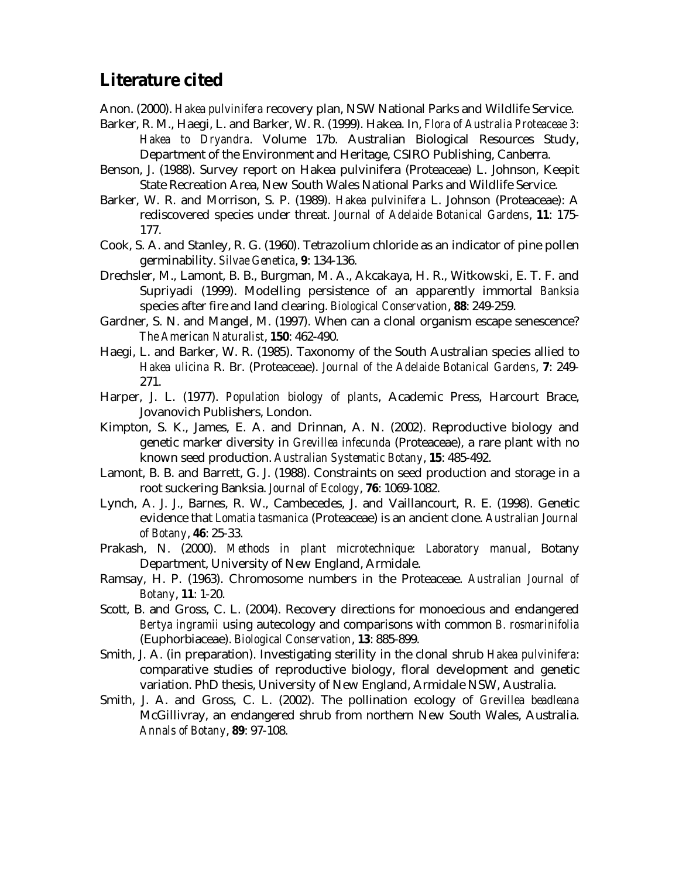## Literature cited

Anon. (2000). *Hakea pulvinifera* recovery plan, NSW National Parks and Wildlife Service.

Barker, R. M., Haegi, L. and Barker, W. R. (1999). Hakea. In, *Flora of Australia Proteaceae 3: Hakea to Dryandra*. Volume 17b. Australian Biological Resources Study, Department of the Environment and Heritage, CSIRO Publishing, Canberra.

Benson, J. (1988). Survey report on Hakea pulvinifera (Proteaceae) L. Johnson, Keepit State Recreation Area, New South Wales National Parks and Wildlife Service.

Barker, W. R. and Morrison, S. P. (1989). *Hakea pulvinifera* L. Johnson (Proteaceae): A rediscovered species under threat. *Journal of Adelaide Botanical Gardens*, **11**: 175-177.

Cook, S. A. and Stanley, R. G. (1960). Tetrazolium chloride as an indicator of pine pollen germinability. *Silvae Genetica*, **9**: 134-136.

Drechsler, M., Lamont, B. B., Burgman, M. A., Akcakaya, H. R., Witkowski, E. T. F. and Supriyadi (1999). Modelling persistence of an apparently immortal *Banksia* species after fire and land clearing. *Biological Conservation*, **88**: 249-259.

Gardner, S. N. and Mangel, M. (1997). When can a clonal organism escape senescence? *The American Naturalist*, **150**: 462-490.

Haegi, L. and Barker, W. R. (1985). Taxonomy of the South Australian species allied to *Hakea ulicina* R. Br. (Proteaceae). *Journal of the Adelaide Botanical Gardens*, **7**: 249-271.

Harper, J. L. (1977). *Population biology of plants*, Academic Press, Harcourt Brace, Jovanovich Publishers, London.

Kimpton, S. K., James, E. A. and Drinnan, A. N. (2002). Reproductive biology and genetic marker diversity in *Grevillea infecunda* (Proteaceae), a rare plant with no known seed production. *Australian Systematic Botany*, **15**: 485-492.

Lamont, B. B. and Barrett, G. J. (1988). Constraints on seed production and storage in a root suckering Banksia. *Journal of Ecology*, **76**: 1069-1082.

Lynch, A. J. J., Barnes, R. W., Cambecedes, J. and Vaillancourt, R. E. (1998). Genetic evidence that *Lomatia tasmanica* (Proteaceae) is an ancient clone. *Australian Journal of Botany*, **46**: 25-33.

Prakash, N. (2000). *Methods in plant microtechnique: Laboratory manual*, Botany Department, University of New England, Armidale.

Ramsay, H. P. (1963). Chromosome numbers in the Proteaceae. *Australian Journal of Botany*, **11**: 1-20.

Scott, B. and Gross, C. L. (2004). Recovery directions for monoecious and endangered *Bertya ingramii* using autecology and comparisons with common *B. rosmarinifolia* (Euphorbiaceae). *Biological Conservation*, **13**: 885-899.

Smith, J. A. (in preparation). Investigating sterility in the clonal shrub *Hakea pulvinifera*: comparative studies of reproductive biology, floral development and genetic variation. PhD thesis, University of New England, Armidale NSW, Australia.

Smith, J. A. and Gross, C. L. (2002). The pollination ecology of *Grevillea beadleana* McGillivray, an endangered shrub from northern New South Wales, Australia. *Annals of Botany*, **89**: 97-108.